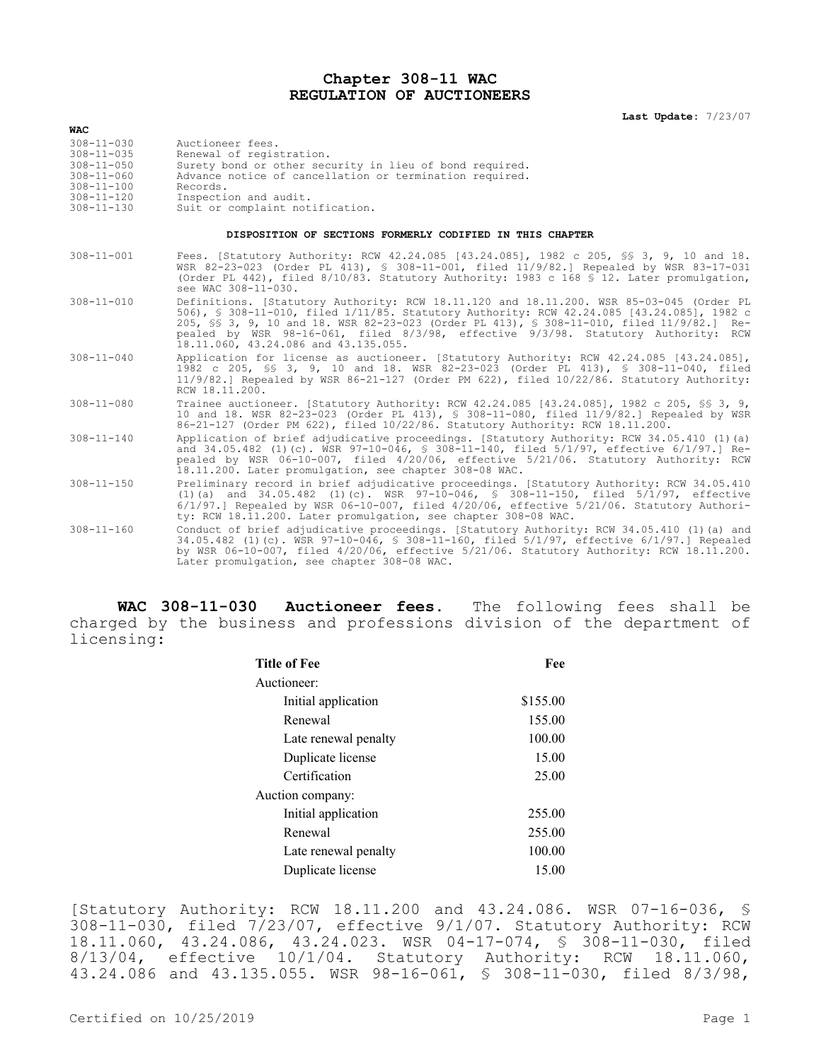# Chapter 308-11 WAC
# REGULATION OF AUCTIONEERS

**Last Update:** 7/23/07

**WAC**

| | |
|---|---|
| 308-11-030 | Auctioneer fees. |
| 308-11-035 | Renewal of registration. |
| 308-11-050 | Surety bond or other security in lieu of bond required. |
| 308-11-060 | Advance notice of cancellation or termination required. |
| 308-11-100 | Records. |
| 308-11-120 | Inspection and audit. |
| 308-11-130 | Suit or complaint notification. |

**DISPOSITION OF SECTIONS FORMERLY CODIFIED IN THIS CHAPTER**

| | |
|---|---|
| 308-11-001 | Fees. [Statutory Authority: RCW 42.24.085 [43.24.085], 1982 c 205, §§ 3, 9, 10 and 18. WSR 82-23-023 (Order PL 413), § 308-11-001, filed 11/9/82.] Repealed by WSR 83-17-031 (Order PL 442), filed 8/10/83. Statutory Authority: 1983 c 168 § 12. Later promulgation, see WAC 308-11-030. |
| 308-11-010 | Definitions. [Statutory Authority: RCW 18.11.120 and 18.11.200. WSR 85-03-045 (Order PL 506), § 308-11-010, filed 1/11/85. Statutory Authority: RCW 42.24.085 [43.24.085], 1982 c 205, §§ 3, 9, 10 and 18. WSR 82-23-023 (Order PL 413), § 308-11-010, filed 11/9/82.] Repealed by WSR 98-16-061, filed 8/3/98, effective 9/3/98. Statutory Authority: RCW 18.11.060, 43.24.086 and 43.135.055. |
| 308-11-040 | Application for license as auctioneer. [Statutory Authority: RCW 42.24.085 [43.24.085], 1982 c 205, §§ 3, 9, 10 and 18. WSR 82-23-023 (Order PL 413), § 308-11-040, filed 11/9/82.] Repealed by WSR 86-21-127 (Order PM 622), filed 10/22/86. Statutory Authority: RCW 18.11.200. |
| 308-11-080 | Trainee auctioneer. [Statutory Authority: RCW 42.24.085 [43.24.085], 1982 c 205, §§ 3, 9, 10 and 18. WSR 82-23-023 (Order PL 413), § 308-11-080, filed 11/9/82.] Repealed by WSR 86-21-127 (Order PM 622), filed 10/22/86. Statutory Authority: RCW 18.11.200. |
| 308-11-140 | Application of brief adjudicative proceedings. [Statutory Authority: RCW 34.05.410 (1)(a) and 34.05.482 (1)(c). WSR 97-10-046, § 308-11-140, filed 5/1/97, effective 6/1/97.] Repealed by WSR 06-10-007, filed 4/20/06, effective 5/21/06. Statutory Authority: RCW 18.11.200. Later promulgation, see chapter 308-08 WAC. |
| 308-11-150 | Preliminary record in brief adjudicative proceedings. [Statutory Authority: RCW 34.05.410 (1)(a) and 34.05.482 (1)(c). WSR 97-10-046, § 308-11-150, filed 5/1/97, effective 6/1/97.] Repealed by WSR 06-10-007, filed 4/20/06, effective 5/21/06. Statutory Authority: RCW 18.11.200. Later promulgation, see chapter 308-08 WAC. |
| 308-11-160 | Conduct of brief adjudicative proceedings. [Statutory Authority: RCW 34.05.410 (1)(a) and 34.05.482 (1)(c). WSR 97-10-046, § 308-11-160, filed 5/1/97, effective 6/1/97.] Repealed by WSR 06-10-007, filed 4/20/06, effective 5/21/06. Statutory Authority: RCW 18.11.200. Later promulgation, see chapter 308-08 WAC. |

**WAC 308-11-030 Auctioneer fees.** The following fees shall be charged by the business and professions division of the department of licensing:

| Title of Fee | Fee |
|---|---|
| Auctioneer: | |
| Initial application | $155.00 |
| Renewal | 155.00 |
| Late renewal penalty | 100.00 |
| Duplicate license | 15.00 |
| Certification | 25.00 |
| Auction company: | |
| Initial application | 255.00 |
| Renewal | 255.00 |
| Late renewal penalty | 100.00 |
| Duplicate license | 15.00 |

[Statutory Authority: RCW 18.11.200 and 43.24.086. WSR 07-16-036, § 308-11-030, filed 7/23/07, effective 9/1/07. Statutory Authority: RCW 18.11.060, 43.24.086, 43.24.023. WSR 04-17-074, § 308-11-030, filed 8/13/04, effective 10/1/04. Statutory Authority: RCW 18.11.060, 43.24.086 and 43.135.055. WSR 98-16-061, § 308-11-030, filed 8/3/98,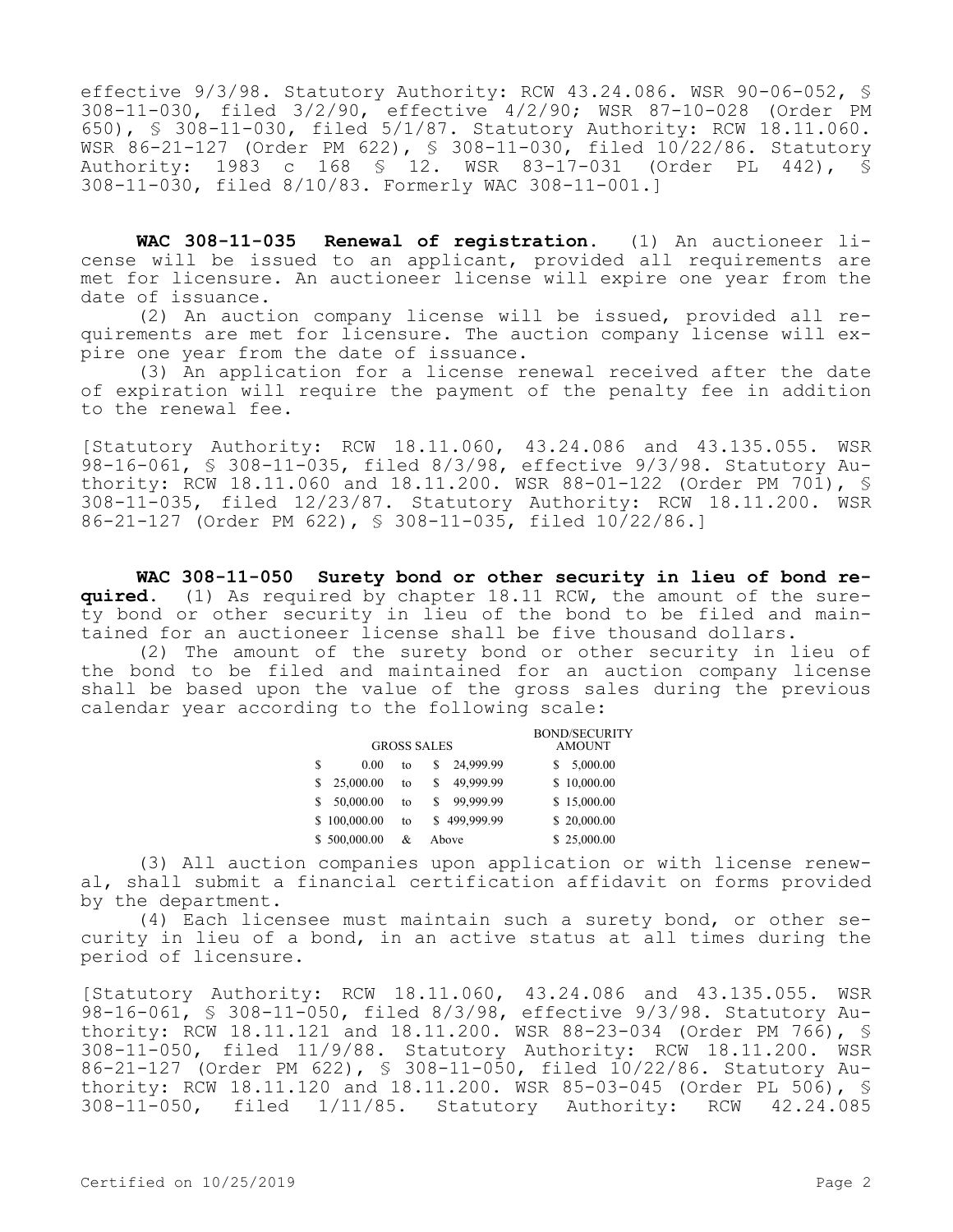effective 9/3/98. Statutory Authority: RCW 43.24.086. WSR 90-06-052, § 308-11-030, filed 3/2/90, effective 4/2/90; WSR 87-10-028 (Order PM 650), § 308-11-030, filed 5/1/87. Statutory Authority: RCW 18.11.060. WSR 86-21-127 (Order PM 622), § 308-11-030, filed 10/22/86. Statutory Authority: 1983 c 168 § 12. WSR 83-17-031 (Order PL 442), § 308-11-030, filed 8/10/83. Formerly WAC 308-11-001.]

**WAC 308-11-035 Renewal of registration.** (1) An auctioneer license will be issued to an applicant, provided all requirements are met for licensure. An auctioneer license will expire one year from the date of issuance.

(2) An auction company license will be issued, provided all requirements are met for licensure. The auction company license will expire one year from the date of issuance.

(3) An application for a license renewal received after the date of expiration will require the payment of the penalty fee in addition to the renewal fee.

[Statutory Authority: RCW 18.11.060, 43.24.086 and 43.135.055. WSR 98-16-061, § 308-11-035, filed 8/3/98, effective 9/3/98. Statutory Authority: RCW 18.11.060 and 18.11.200. WSR 88-01-122 (Order PM 701), § 308-11-035, filed 12/23/87. Statutory Authority: RCW 18.11.200. WSR 86-21-127 (Order PM 622), § 308-11-035, filed 10/22/86.]

**WAC 308-11-050 Surety bond or other security in lieu of bond required.** (1) As required by chapter 18.11 RCW, the amount of the surety bond or other security in lieu of the bond to be filed and maintained for an auctioneer license shall be five thousand dollars.

(2) The amount of the surety bond or other security in lieu of the bond to be filed and maintained for an auction company license shall be based upon the value of the gross sales during the previous calendar year according to the following scale:

| GROSS SALES | | | BOND/SECURITY AMOUNT |
|---|---|---|---|
| $ 0.00 | to | $ 24,999.99 | $ 5,000.00 |
| $ 25,000.00 | to | $ 49,999.99 | $ 10,000.00 |
| $ 50,000.00 | to | $ 99,999.99 | $ 15,000.00 |
| $ 100,000.00 | to | $ 499,999.99 | $ 20,000.00 |
| $ 500,000.00 | & | Above | $ 25,000.00 |

(3) All auction companies upon application or with license renewal, shall submit a financial certification affidavit on forms provided by the department.

(4) Each licensee must maintain such a surety bond, or other security in lieu of a bond, in an active status at all times during the period of licensure.

[Statutory Authority: RCW 18.11.060, 43.24.086 and 43.135.055. WSR 98-16-061, § 308-11-050, filed 8/3/98, effective 9/3/98. Statutory Authority: RCW 18.11.121 and 18.11.200. WSR 88-23-034 (Order PM 766), § 308-11-050, filed 11/9/88. Statutory Authority: RCW 18.11.200. WSR 86-21-127 (Order PM 622), § 308-11-050, filed 10/22/86. Statutory Authority: RCW 18.11.120 and 18.11.200. WSR 85-03-045 (Order PL 506), § 308-11-050, filed 1/11/85. Statutory Authority: RCW 42.24.085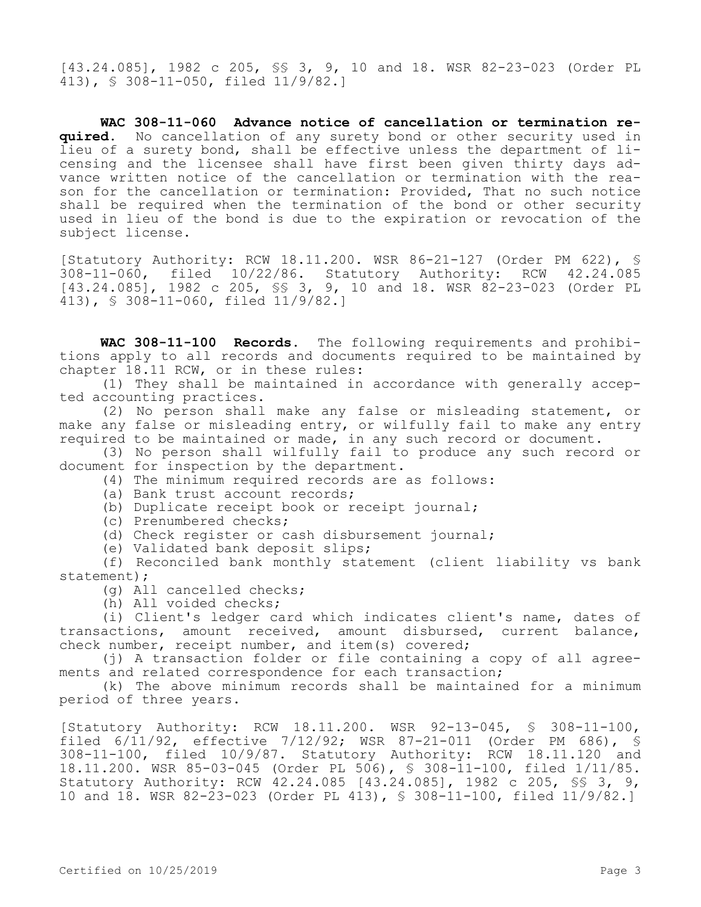[43.24.085], 1982 c 205, §§ 3, 9, 10 and 18. WSR 82-23-023 (Order PL 413), § 308-11-050, filed 11/9/82.]

**WAC 308-11-060 Advance notice of cancellation or termination required.** No cancellation of any surety bond or other security used in lieu of a surety bond, shall be effective unless the department of licensing and the licensee shall have first been given thirty days advance written notice of the cancellation or termination with the reason for the cancellation or termination: Provided, That no such notice shall be required when the termination of the bond or other security used in lieu of the bond is due to the expiration or revocation of the subject license.

[Statutory Authority: RCW 18.11.200. WSR 86-21-127 (Order PM 622), § 308-11-060, filed 10/22/86. Statutory Authority: RCW 42.24.085 [43.24.085], 1982 c 205, §§ 3, 9, 10 and 18. WSR 82-23-023 (Order PL 413), § 308-11-060, filed 11/9/82.]

**WAC 308-11-100 Records.** The following requirements and prohibitions apply to all records and documents required to be maintained by chapter 18.11 RCW, or in these rules:

(1) They shall be maintained in accordance with generally accepted accounting practices.

(2) No person shall make any false or misleading statement, or make any false or misleading entry, or wilfully fail to make any entry required to be maintained or made, in any such record or document.

(3) No person shall wilfully fail to produce any such record or document for inspection by the department.

(4) The minimum required records are as follows:

(a) Bank trust account records;

(b) Duplicate receipt book or receipt journal;

(c) Prenumbered checks;

(d) Check register or cash disbursement journal;

(e) Validated bank deposit slips;

(f) Reconciled bank monthly statement (client liability vs bank statement);

(g) All cancelled checks;

(h) All voided checks;

(i) Client's ledger card which indicates client's name, dates of transactions, amount received, amount disbursed, current balance, check number, receipt number, and item(s) covered;

(j) A transaction folder or file containing a copy of all agreements and related correspondence for each transaction;

(k) The above minimum records shall be maintained for a minimum period of three years.

[Statutory Authority: RCW 18.11.200. WSR 92-13-045, § 308-11-100, filed 6/11/92, effective 7/12/92; WSR 87-21-011 (Order PM 686), § 308-11-100, filed 10/9/87. Statutory Authority: RCW 18.11.120 and 18.11.200. WSR 85-03-045 (Order PL 506), § 308-11-100, filed 1/11/85. Statutory Authority: RCW 42.24.085 [43.24.085], 1982 c 205, §§ 3, 9, 10 and 18. WSR 82-23-023 (Order PL 413), § 308-11-100, filed 11/9/82.]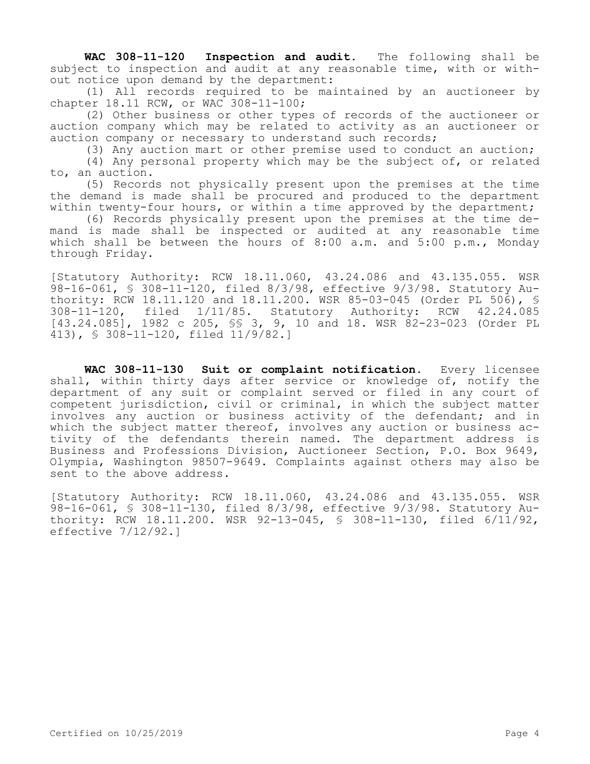**WAC 308-11-120 Inspection and audit.** The following shall be subject to inspection and audit at any reasonable time, with or without notice upon demand by the department:

(1) All records required to be maintained by an auctioneer by chapter 18.11 RCW, or WAC 308-11-100;

(2) Other business or other types of records of the auctioneer or auction company which may be related to activity as an auctioneer or auction company or necessary to understand such records;

(3) Any auction mart or other premise used to conduct an auction;

(4) Any personal property which may be the subject of, or related to, an auction.

(5) Records not physically present upon the premises at the time the demand is made shall be procured and produced to the department within twenty-four hours, or within a time approved by the department;

(6) Records physically present upon the premises at the time demand is made shall be inspected or audited at any reasonable time which shall be between the hours of 8:00 a.m. and 5:00 p.m., Monday through Friday.

[Statutory Authority: RCW 18.11.060, 43.24.086 and 43.135.055. WSR 98-16-061, § 308-11-120, filed 8/3/98, effective 9/3/98. Statutory Authority: RCW 18.11.120 and 18.11.200. WSR 85-03-045 (Order PL 506), § 308-11-120, filed 1/11/85. Statutory Authority: RCW 42.24.085 [43.24.085], 1982 c 205, §§ 3, 9, 10 and 18. WSR 82-23-023 (Order PL 413), § 308-11-120, filed 11/9/82.]

**WAC 308-11-130 Suit or complaint notification.** Every licensee shall, within thirty days after service or knowledge of, notify the department of any suit or complaint served or filed in any court of competent jurisdiction, civil or criminal, in which the subject matter involves any auction or business activity of the defendant; and in which the subject matter thereof, involves any auction or business activity of the defendants therein named. The department address is Business and Professions Division, Auctioneer Section, P.O. Box 9649, Olympia, Washington 98507-9649. Complaints against others may also be sent to the above address.

[Statutory Authority: RCW 18.11.060, 43.24.086 and 43.135.055. WSR 98-16-061, § 308-11-130, filed 8/3/98, effective 9/3/98. Statutory Authority: RCW 18.11.200. WSR 92-13-045, § 308-11-130, filed 6/11/92, effective 7/12/92.]